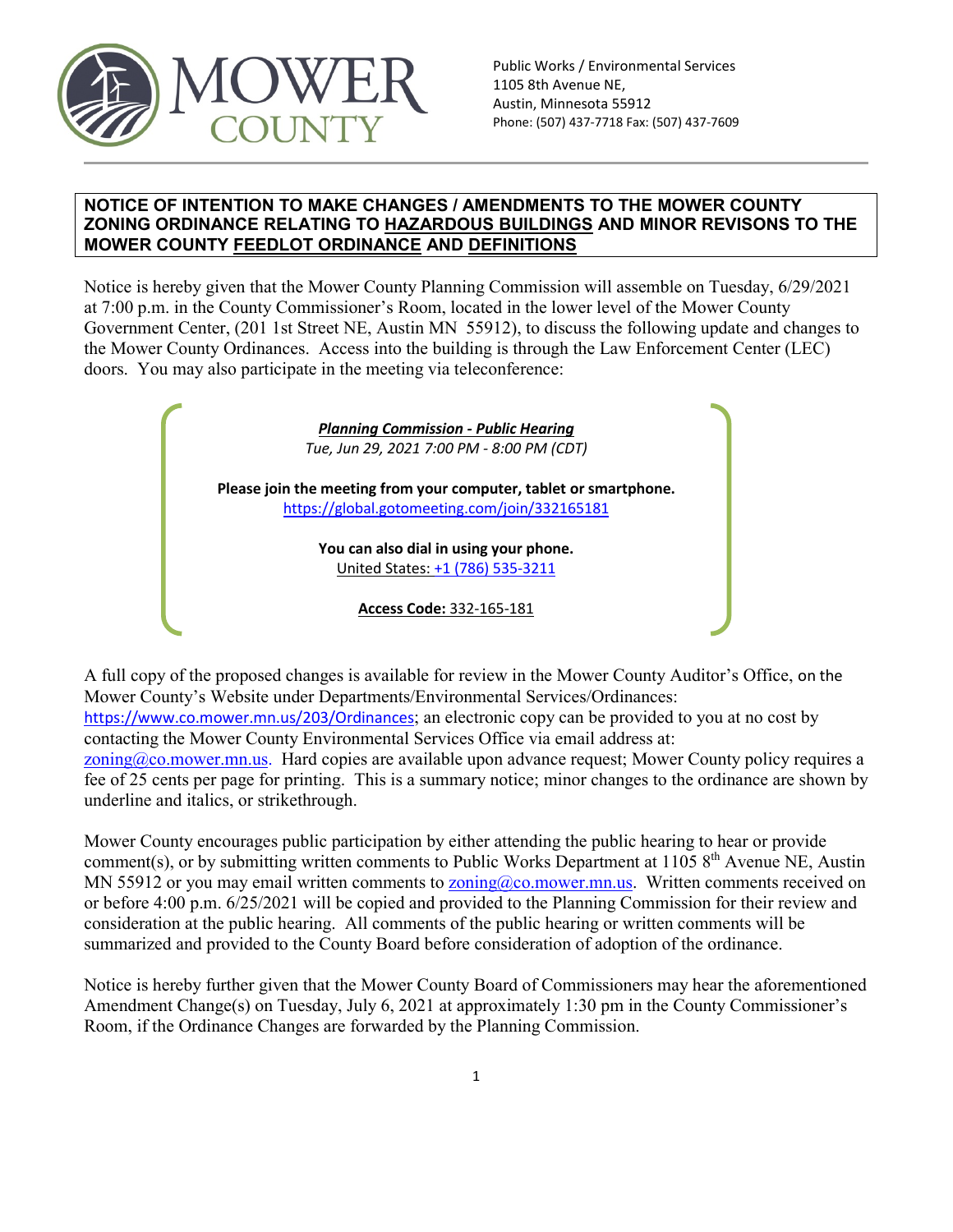MOWER COUNTY

Public Works / Environmental Services
1105 8th Avenue NE,
Austin, Minnesota 55912
Phone: (507) 437-7718 Fax: (507) 437-7609

**NOTICE OF INTENTION TO MAKE CHANGES / AMENDMENTS TO THE MOWER COUNTY ZONING ORDINANCE RELATING TO <u>HAZARDOUS BUILDINGS</u> AND MINOR REVISONS TO THE MOWER COUNTY <u>FEEDLOT ORDINANCE</u> AND <u>DEFINITIONS</u>**

Notice is hereby given that the Mower County Planning Commission will assemble on Tuesday, 6/29/2021 at 7:00 p.m. in the County Commissioner's Room, located in the lower level of the Mower County Government Center, (201 1st Street NE, Austin MN 55912), to discuss the following update and changes to the Mower County Ordinances. Access into the building is through the Law Enforcement Center (LEC) doors. You may also participate in the meeting via teleconference:

***Planning Commission - Public Hearing***
*Tue, Jun 29, 2021 7:00 PM - 8:00 PM (CDT)*

**Please join the meeting from your computer, tablet or smartphone.**
https://global.gotomeeting.com/join/332165181

**You can also dial in using your phone.**
United States: +1 (786) 535-3211

**Access Code:** 332-165-181

A full copy of the proposed changes is available for review in the Mower County Auditor's Office, on the Mower County's Website under Departments/Environmental Services/Ordinances: https://www.co.mower.mn.us/203/Ordinances; an electronic copy can be provided to you at no cost by contacting the Mower County Environmental Services Office via email address at: zoning@co.mower.mn.us. Hard copies are available upon advance request; Mower County policy requires a fee of 25 cents per page for printing. This is a summary notice; minor changes to the ordinance are shown by underline and italics, or strikethrough.

Mower County encourages public participation by either attending the public hearing to hear or provide comment(s), or by submitting written comments to Public Works Department at 1105 8th Avenue NE, Austin MN 55912 or you may email written comments to zoning@co.mower.mn.us. Written comments received on or before 4:00 p.m. 6/25/2021 will be copied and provided to the Planning Commission for their review and consideration at the public hearing. All comments of the public hearing or written comments will be summarized and provided to the County Board before consideration of adoption of the ordinance.

Notice is hereby further given that the Mower County Board of Commissioners may hear the aforementioned Amendment Change(s) on Tuesday, July 6, 2021 at approximately 1:30 pm in the County Commissioner's Room, if the Ordinance Changes are forwarded by the Planning Commission.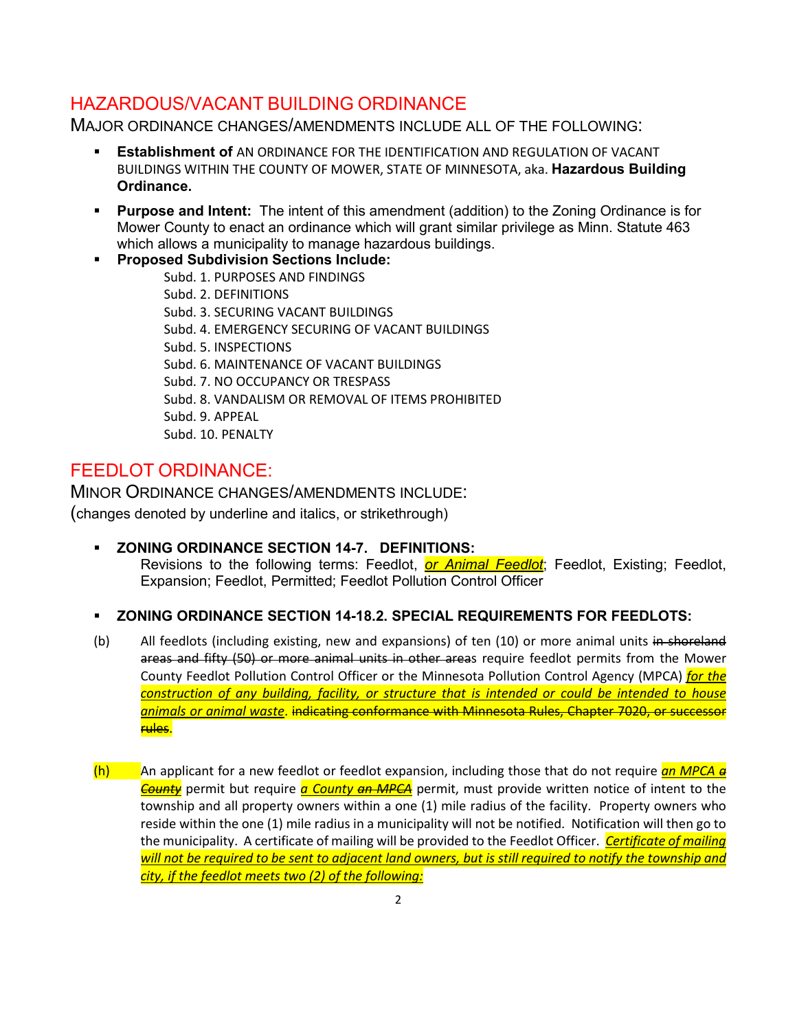## HAZARDOUS/VACANT BUILDING ORDINANCE

MAJOR ORDINANCE CHANGES/AMENDMENTS INCLUDE ALL OF THE FOLLOWING:

- **Establishment of** AN ORDINANCE FOR THE IDENTIFICATION AND REGULATION OF VACANT BUILDINGS WITHIN THE COUNTY OF MOWER, STATE OF MINNESOTA, aka. **Hazardous Building Ordinance.**
- **Purpose and Intent:** The intent of this amendment (addition) to the Zoning Ordinance is for Mower County to enact an ordinance which will grant similar privilege as Minn. Statute 463 which allows a municipality to manage hazardous buildings.
- **Proposed Subdivision Sections Include:**
  - Subd. 1. PURPOSES AND FINDINGS
  - Subd. 2. DEFINITIONS
  - Subd. 3. SECURING VACANT BUILDINGS
  - Subd. 4. EMERGENCY SECURING OF VACANT BUILDINGS
  - Subd. 5. INSPECTIONS
  - Subd. 6. MAINTENANCE OF VACANT BUILDINGS
  - Subd. 7. NO OCCUPANCY OR TRESPASS
  - Subd. 8. VANDALISM OR REMOVAL OF ITEMS PROHIBITED
  - Subd. 9. APPEAL
  - Subd. 10. PENALTY

## FEEDLOT ORDINANCE:

MINOR ORDINANCE CHANGES/AMENDMENTS INCLUDE:

(changes denoted by underline and italics, or strikethrough)

- **ZONING ORDINANCE SECTION 14-7. DEFINITIONS:**
  Revisions to the following terms: Feedlot, <u>*or Animal Feedlot*</u>; Feedlot, Existing; Feedlot, Expansion; Feedlot, Permitted; Feedlot Pollution Control Officer

- **ZONING ORDINANCE SECTION 14-18.2. SPECIAL REQUIREMENTS FOR FEEDLOTS:**

(b) All feedlots (including existing, new and expansions) of ten (10) or more animal units ~~in shoreland areas and fifty (50) or more animal units in other area~~s require feedlot permits from the Mower County Feedlot Pollution Control Officer or the Minnesota Pollution Control Agency (MPCA) <u>*for the construction of any building, facility, or structure that is intended or could be intended to house animals or animal waste*</u>. ~~indicating conformance with Minnesota Rules, Chapter 7020, or successor rules~~.

(h) An applicant for a new feedlot or feedlot expansion, including those that do not require <u>*an MPCA*</u> ~~*a County*~~ permit but require <u>*a County*</u> ~~*an MPCA*~~ permit, must provide written notice of intent to the township and all property owners within a one (1) mile radius of the facility. Property owners who reside within the one (1) mile radius in a municipality will not be notified. Notification will then go to the municipality. A certificate of mailing will be provided to the Feedlot Officer. <u>*Certificate of mailing will not be required to be sent to adjacent land owners, but is still required to notify the township and city, if the feedlot meets two (2) of the following:*</u>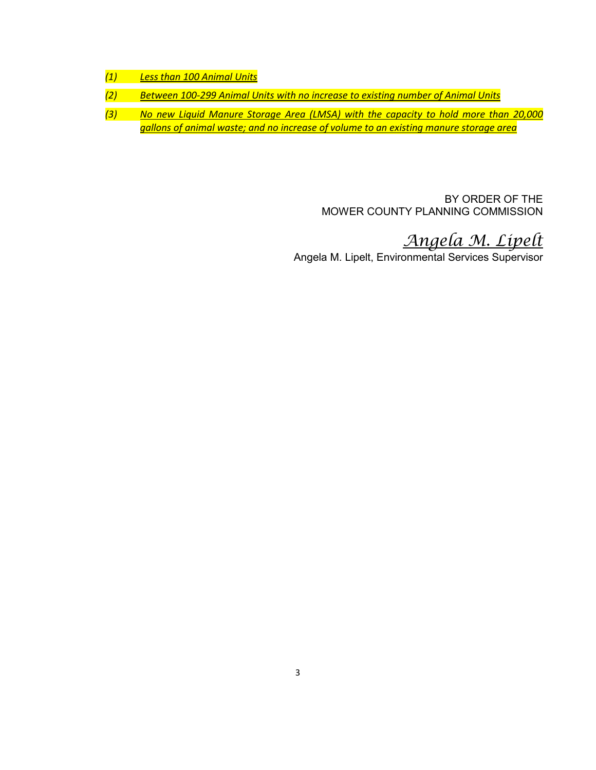*(1) Less than 100 Animal Units*

*(2) Between 100-299 Animal Units with no increase to existing number of Animal Units*

*(3) No new Liquid Manure Storage Area (LMSA) with the capacity to hold more than 20,000 gallons of animal waste; and no increase of volume to an existing manure storage area*

BY ORDER OF THE
MOWER COUNTY PLANNING COMMISSION

*Angela M. Lipelt*

Angela M. Lipelt, Environmental Services Supervisor